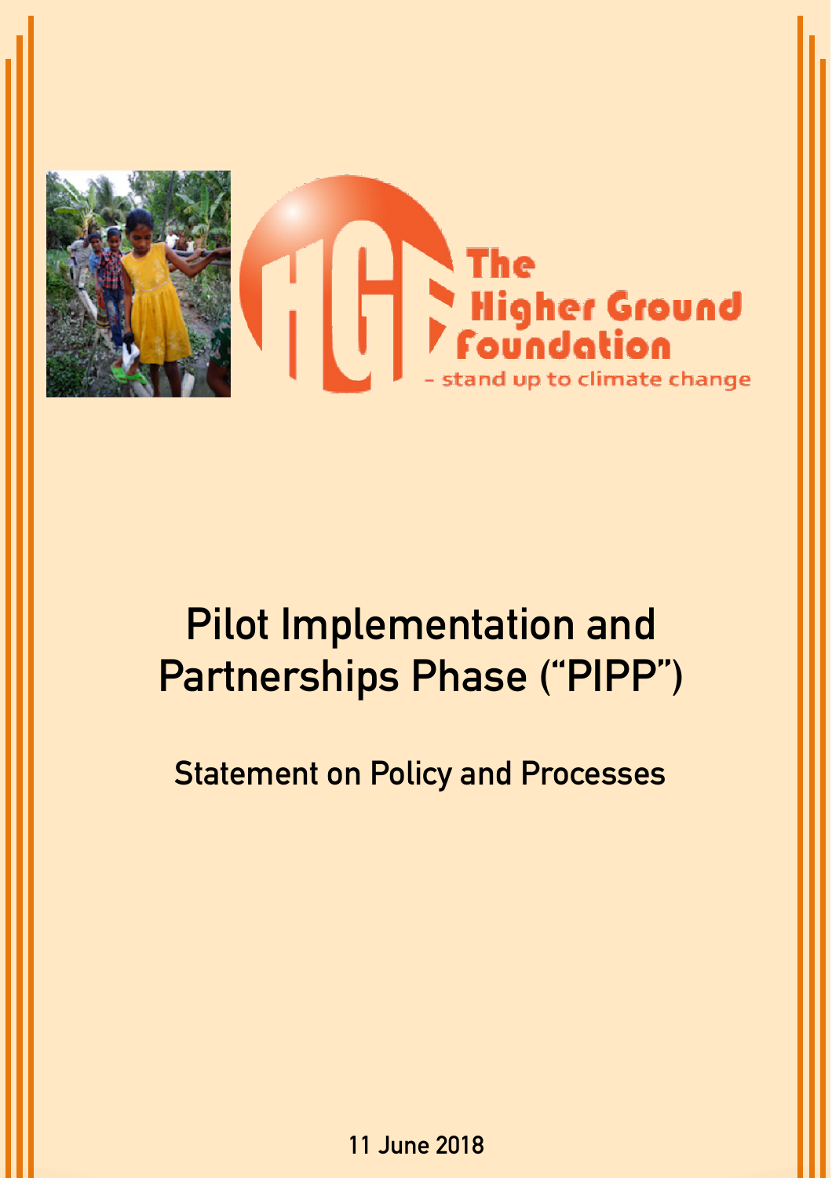The Higher Ground Foundation

- stand up to climate change

# Pilot Implementation and Partnerships Phase ("PIPP")

## Statement on Policy and Processes

11 June 2018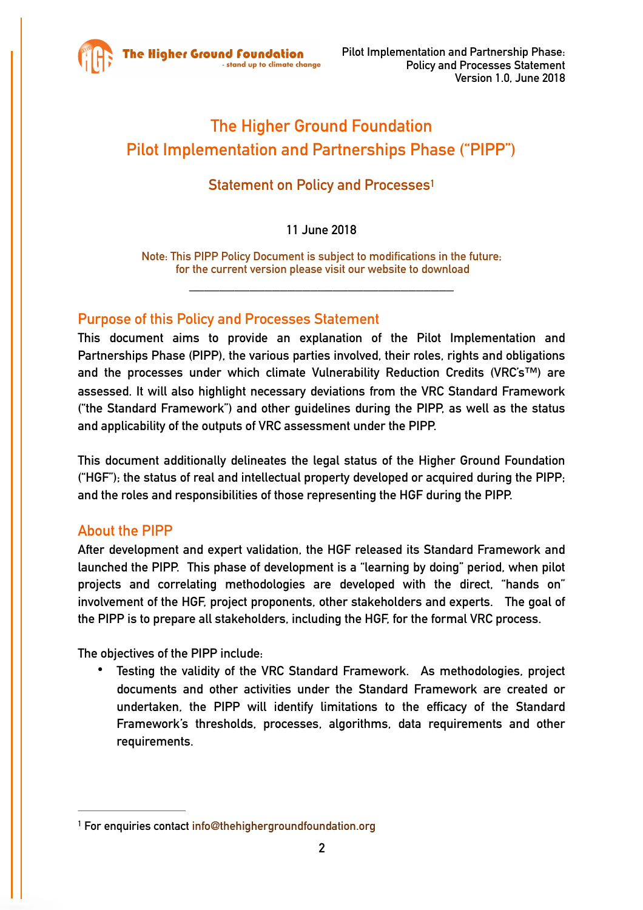# The Higher Ground Foundation
# Pilot Implementation and Partnerships Phase ("PIPP")

## Statement on Policy and Processes[1]

11 June 2018

Note: This PIPP Policy Document is subject to modifications in the future; for the current version please visit our website to download

---

## Purpose of this Policy and Processes Statement

This document aims to provide an explanation of the Pilot Implementation and Partnerships Phase (PIPP), the various parties involved, their roles, rights and obligations and the processes under which climate Vulnerability Reduction Credits (VRC's™) are assessed. It will also highlight necessary deviations from the VRC Standard Framework ("the Standard Framework") and other guidelines during the PIPP, as well as the status and applicability of the outputs of VRC assessment under the PIPP.

This document additionally delineates the legal status of the Higher Ground Foundation ("HGF"); the status of real and intellectual property developed or acquired during the PIPP; and the roles and responsibilities of those representing the HGF during the PIPP.

## About the PIPP

After development and expert validation, the HGF released its Standard Framework and launched the PIPP. This phase of development is a "learning by doing" period, when pilot projects and correlating methodologies are developed with the direct, "hands on" involvement of the HGF, project proponents, other stakeholders and experts. The goal of the PIPP is to prepare all stakeholders, including the HGF, for the formal VRC process.

The objectives of the PIPP include:

- Testing the validity of the VRC Standard Framework. As methodologies, project documents and other activities under the Standard Framework are created or undertaken, the PIPP will identify limitations to the efficacy of the Standard Framework's thresholds, processes, algorithms, data requirements and other requirements.

---

[1] For enquiries contact info@thehighergroundfoundation.org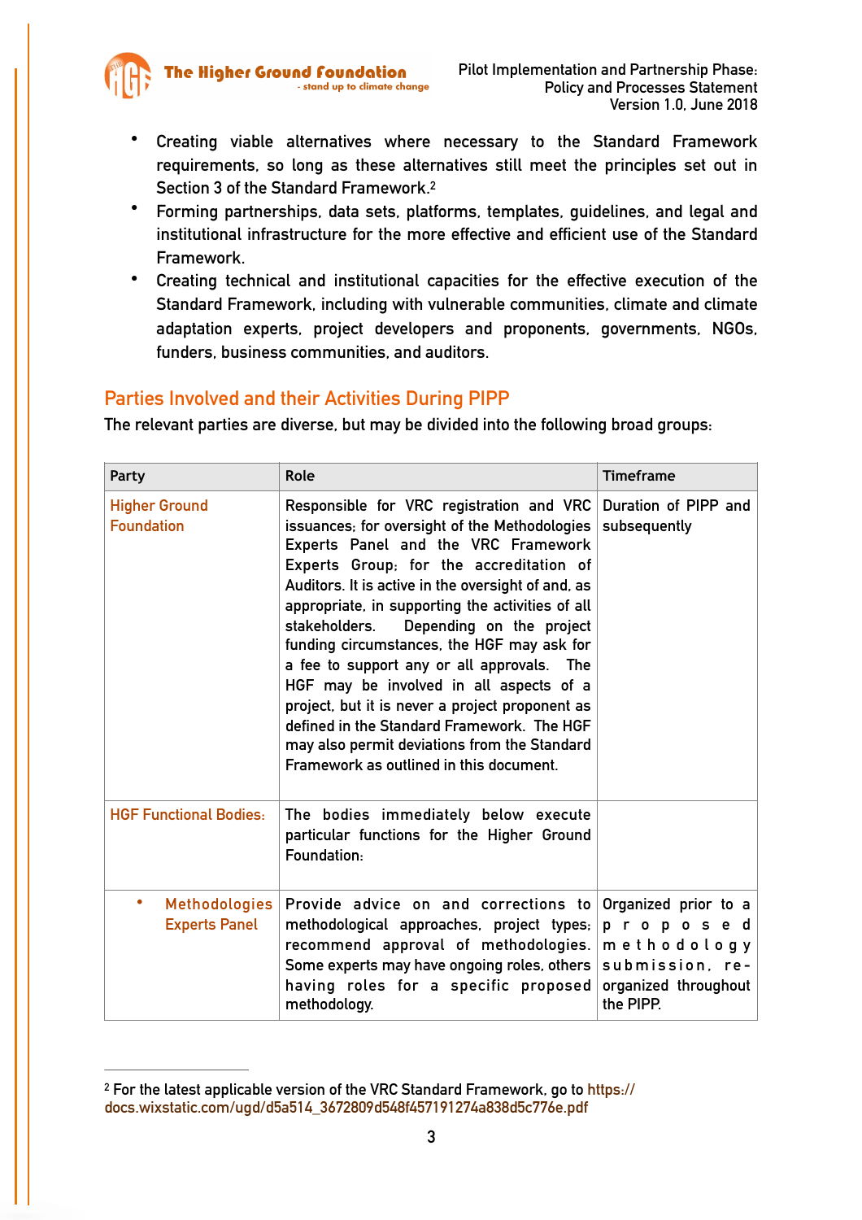- Creating viable alternatives where necessary to the Standard Framework requirements, so long as these alternatives still meet the principles set out in Section 3 of the Standard Framework.[2]
- Forming partnerships, data sets, platforms, templates, guidelines, and legal and institutional infrastructure for the more effective and efficient use of the Standard Framework.
- Creating technical and institutional capacities for the effective execution of the Standard Framework, including with vulnerable communities, climate and climate adaptation experts, project developers and proponents, governments, NGOs, funders, business communities, and auditors.

## Parties Involved and their Activities During PIPP

The relevant parties are diverse, but may be divided into the following broad groups:

| Party | Role | Timeframe |
|---|---|---|
| Higher Ground Foundation | Responsible for VRC registration and VRC issuances; for oversight of the Methodologies Experts Panel and the VRC Framework Experts Group; for the accreditation of Auditors. It is active in the oversight of and, as appropriate, in supporting the activities of all stakeholders. Depending on the project funding circumstances, the HGF may ask for a fee to support any or all approvals. The HGF may be involved in all aspects of a project, but it is never a project proponent as defined in the Standard Framework. The HGF may also permit deviations from the Standard Framework as outlined in this document. | Duration of PIPP and subsequently |
| HGF Functional Bodies: | The bodies immediately below execute particular functions for the Higher Ground Foundation: | |
| • Methodologies Experts Panel | Provide advice on and corrections to methodological approaches, project types; recommend approval of methodologies. Some experts may have ongoing roles, others having roles for a specific proposed methodology. | Organized prior to a proposed methodology submission, re-organized throughout the PIPP. |

[2] For the latest applicable version of the VRC Standard Framework, go to https://docs.wixstatic.com/ugd/d5a514_3672809d548f457191274a838d5c776e.pdf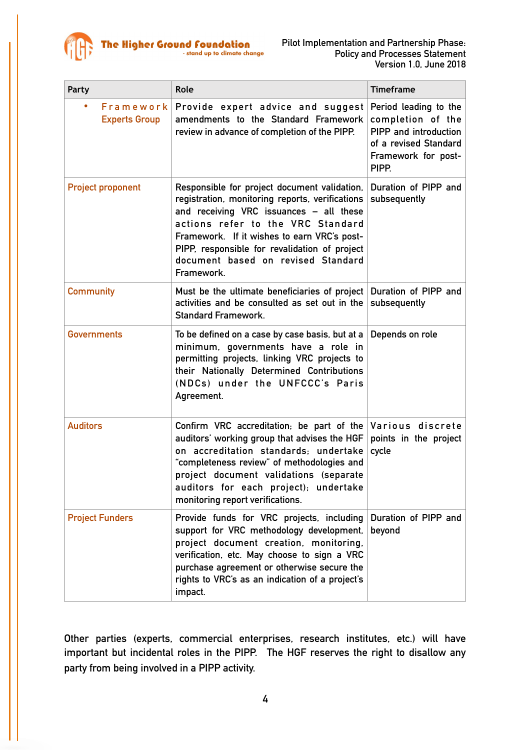| Party | Role | Timeframe |
|---|---|---|
| • Framework Experts Group | Provide expert advice and suggest amendments to the Standard Framework review in advance of completion of the PIPP. | Period leading to the completion of the PIPP and introduction of a revised Standard Framework for post-PIPP. |
| Project proponent | Responsible for project document validation, registration, monitoring reports, verifications and receiving VRC issuances – all these actions refer to the VRC Standard Framework. If it wishes to earn VRC's post-PIPP, responsible for revalidation of project document based on revised Standard Framework. | Duration of PIPP and subsequently |
| Community | Must be the ultimate beneficiaries of project activities and be consulted as set out in the Standard Framework. | Duration of PIPP and subsequently |
| Governments | To be defined on a case by case basis, but at a minimum, governments have a role in permitting projects, linking VRC projects to their Nationally Determined Contributions (NDCs) under the UNFCCC's Paris Agreement. | Depends on role |
| Auditors | Confirm VRC accreditation; be part of the auditors' working group that advises the HGF on accreditation standards; undertake "completeness review" of methodologies and project document validations (separate auditors for each project); undertake monitoring report verifications. | Various discrete points in the project cycle |
| Project Funders | Provide funds for VRC projects, including support for VRC methodology development, project document creation, monitoring, verification, etc. May choose to sign a VRC purchase agreement or otherwise secure the rights to VRC's as an indication of a project's impact. | Duration of PIPP and beyond |

Other parties (experts, commercial enterprises, research institutes, etc.) will have important but incidental roles in the PIPP. The HGF reserves the right to disallow any party from being involved in a PIPP activity.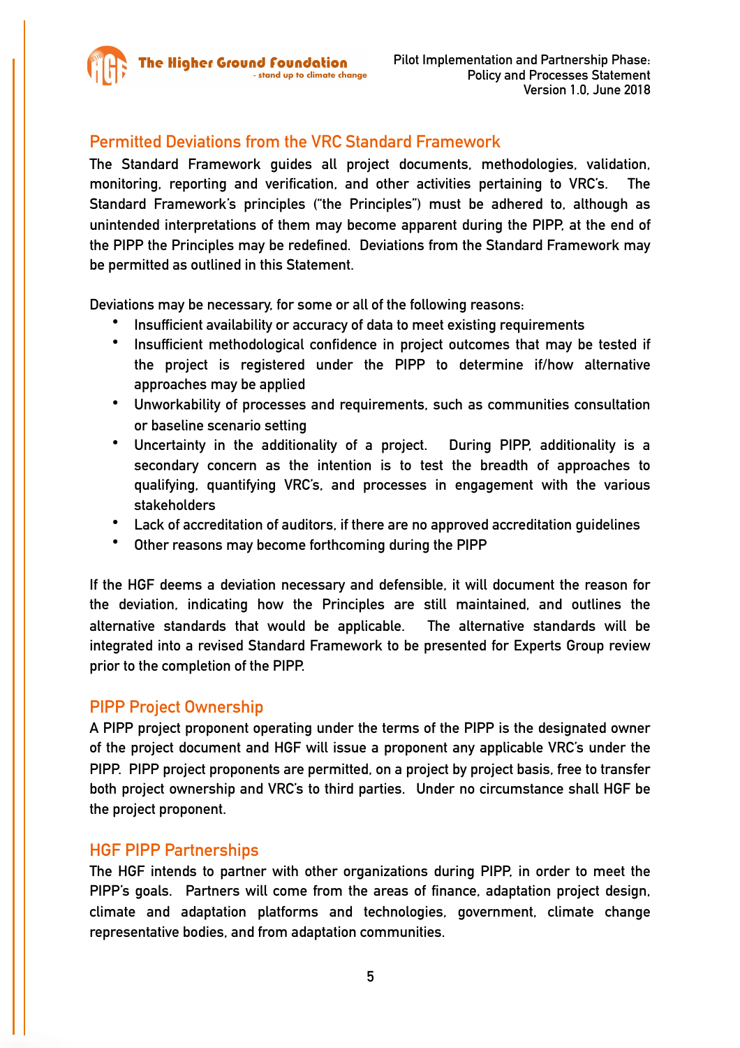## Permitted Deviations from the VRC Standard Framework

The Standard Framework guides all project documents, methodologies, validation, monitoring, reporting and verification, and other activities pertaining to VRC's. The Standard Framework's principles ("the Principles") must be adhered to, although as unintended interpretations of them may become apparent during the PIPP, at the end of the PIPP the Principles may be redefined. Deviations from the Standard Framework may be permitted as outlined in this Statement.

Deviations may be necessary, for some or all of the following reasons:

- Insufficient availability or accuracy of data to meet existing requirements
- Insufficient methodological confidence in project outcomes that may be tested if the project is registered under the PIPP to determine if/how alternative approaches may be applied
- Unworkability of processes and requirements, such as communities consultation or baseline scenario setting
- Uncertainty in the additionality of a project. During PIPP, additionality is a secondary concern as the intention is to test the breadth of approaches to qualifying, quantifying VRC's, and processes in engagement with the various stakeholders
- Lack of accreditation of auditors, if there are no approved accreditation guidelines
- Other reasons may become forthcoming during the PIPP

If the HGF deems a deviation necessary and defensible, it will document the reason for the deviation, indicating how the Principles are still maintained, and outlines the alternative standards that would be applicable. The alternative standards will be integrated into a revised Standard Framework to be presented for Experts Group review prior to the completion of the PIPP.

## PIPP Project Ownership

A PIPP project proponent operating under the terms of the PIPP is the designated owner of the project document and HGF will issue a proponent any applicable VRC's under the PIPP. PIPP project proponents are permitted, on a project by project basis, free to transfer both project ownership and VRC's to third parties. Under no circumstance shall HGF be the project proponent.

## HGF PIPP Partnerships

The HGF intends to partner with other organizations during PIPP, in order to meet the PIPP's goals. Partners will come from the areas of finance, adaptation project design, climate and adaptation platforms and technologies, government, climate change representative bodies, and from adaptation communities.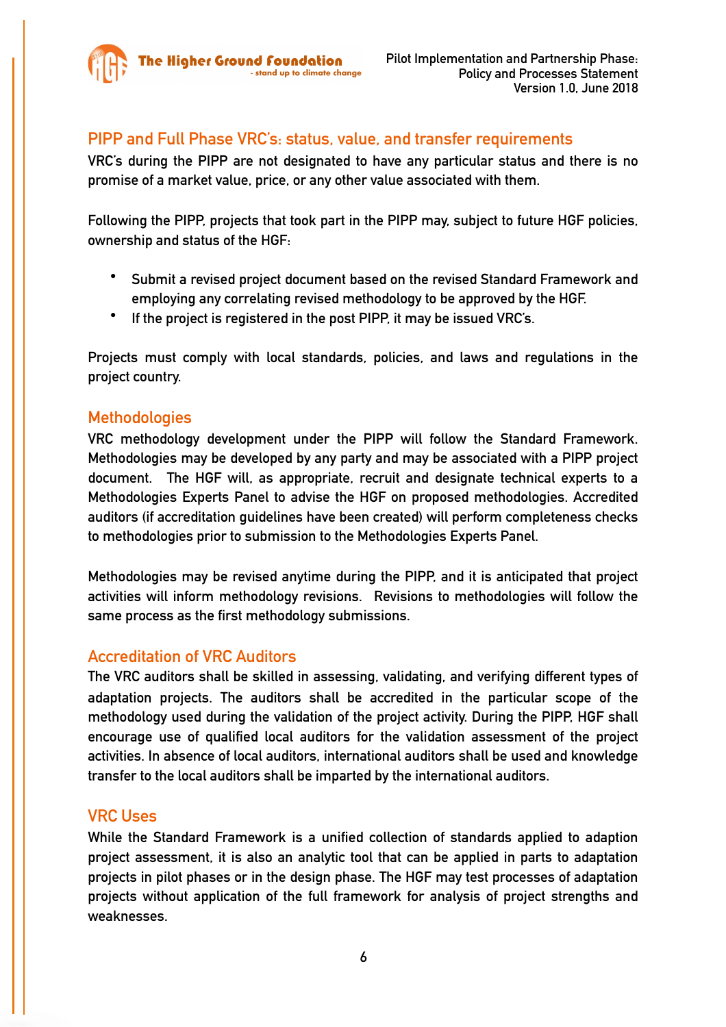## PIPP and Full Phase VRC's: status, value, and transfer requirements

VRC's during the PIPP are not designated to have any particular status and there is no promise of a market value, price, or any other value associated with them.

Following the PIPP, projects that took part in the PIPP may, subject to future HGF policies, ownership and status of the HGF:

- Submit a revised project document based on the revised Standard Framework and employing any correlating revised methodology to be approved by the HGF.
- If the project is registered in the post PIPP, it may be issued VRC's.

Projects must comply with local standards, policies, and laws and regulations in the project country.

## Methodologies

VRC methodology development under the PIPP will follow the Standard Framework. Methodologies may be developed by any party and may be associated with a PIPP project document. The HGF will, as appropriate, recruit and designate technical experts to a Methodologies Experts Panel to advise the HGF on proposed methodologies. Accredited auditors (if accreditation guidelines have been created) will perform completeness checks to methodologies prior to submission to the Methodologies Experts Panel.

Methodologies may be revised anytime during the PIPP, and it is anticipated that project activities will inform methodology revisions. Revisions to methodologies will follow the same process as the first methodology submissions.

## Accreditation of VRC Auditors

The VRC auditors shall be skilled in assessing, validating, and verifying different types of adaptation projects. The auditors shall be accredited in the particular scope of the methodology used during the validation of the project activity. During the PIPP, HGF shall encourage use of qualified local auditors for the validation assessment of the project activities. In absence of local auditors, international auditors shall be used and knowledge transfer to the local auditors shall be imparted by the international auditors.

## VRC Uses

While the Standard Framework is a unified collection of standards applied to adaption project assessment, it is also an analytic tool that can be applied in parts to adaptation projects in pilot phases or in the design phase. The HGF may test processes of adaptation projects without application of the full framework for analysis of project strengths and weaknesses.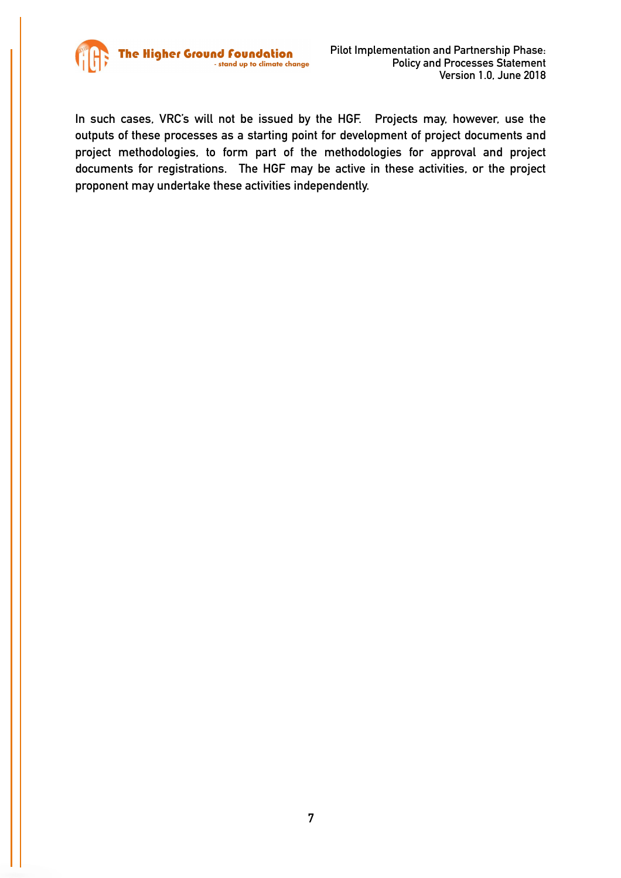In such cases, VRC's will not be issued by the HGF. Projects may, however, use the outputs of these processes as a starting point for development of project documents and project methodologies, to form part of the methodologies for approval and project documents for registrations. The HGF may be active in these activities, or the project proponent may undertake these activities independently.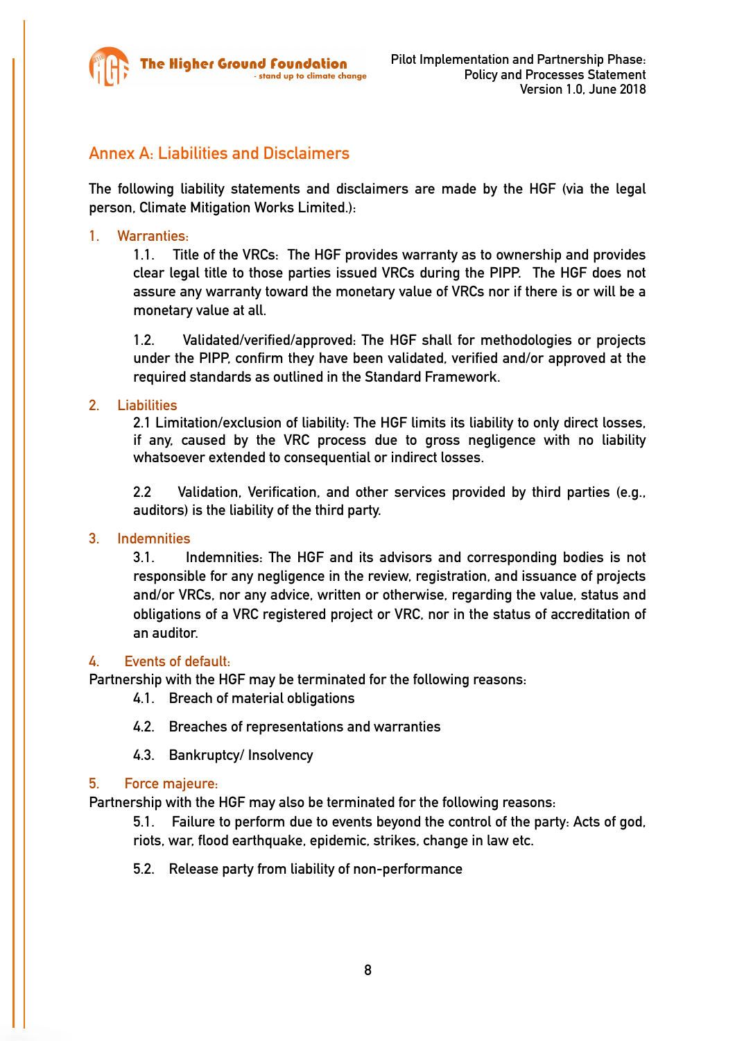## Annex A: Liabilities and Disclaimers

The following liability statements and disclaimers are made by the HGF (via the legal person, Climate Mitigation Works Limited.):

1. Warranties:

   1.1. Title of the VRCs: The HGF provides warranty as to ownership and provides clear legal title to those parties issued VRCs during the PIPP. The HGF does not assure any warranty toward the monetary value of VRCs nor if there is or will be a monetary value at all.

   1.2. Validated/verified/approved: The HGF shall for methodologies or projects under the PIPP, confirm they have been validated, verified and/or approved at the required standards as outlined in the Standard Framework.

2. Liabilities

   2.1 Limitation/exclusion of liability: The HGF limits its liability to only direct losses, if any, caused by the VRC process due to gross negligence with no liability whatsoever extended to consequential or indirect losses.

   2.2 Validation, Verification, and other services provided by third parties (e.g., auditors) is the liability of the third party.

3. Indemnities

   3.1. Indemnities: The HGF and its advisors and corresponding bodies is not responsible for any negligence in the review, registration, and issuance of projects and/or VRCs, nor any advice, written or otherwise, regarding the value, status and obligations of a VRC registered project or VRC, nor in the status of accreditation of an auditor.

4. Events of default:

Partnership with the HGF may be terminated for the following reasons:

   4.1. Breach of material obligations

   4.2. Breaches of representations and warranties

   4.3. Bankruptcy/ Insolvency

5. Force majeure:

Partnership with the HGF may also be terminated for the following reasons:

   5.1. Failure to perform due to events beyond the control of the party: Acts of god, riots, war, flood earthquake, epidemic, strikes, change in law etc.

   5.2. Release party from liability of non-performance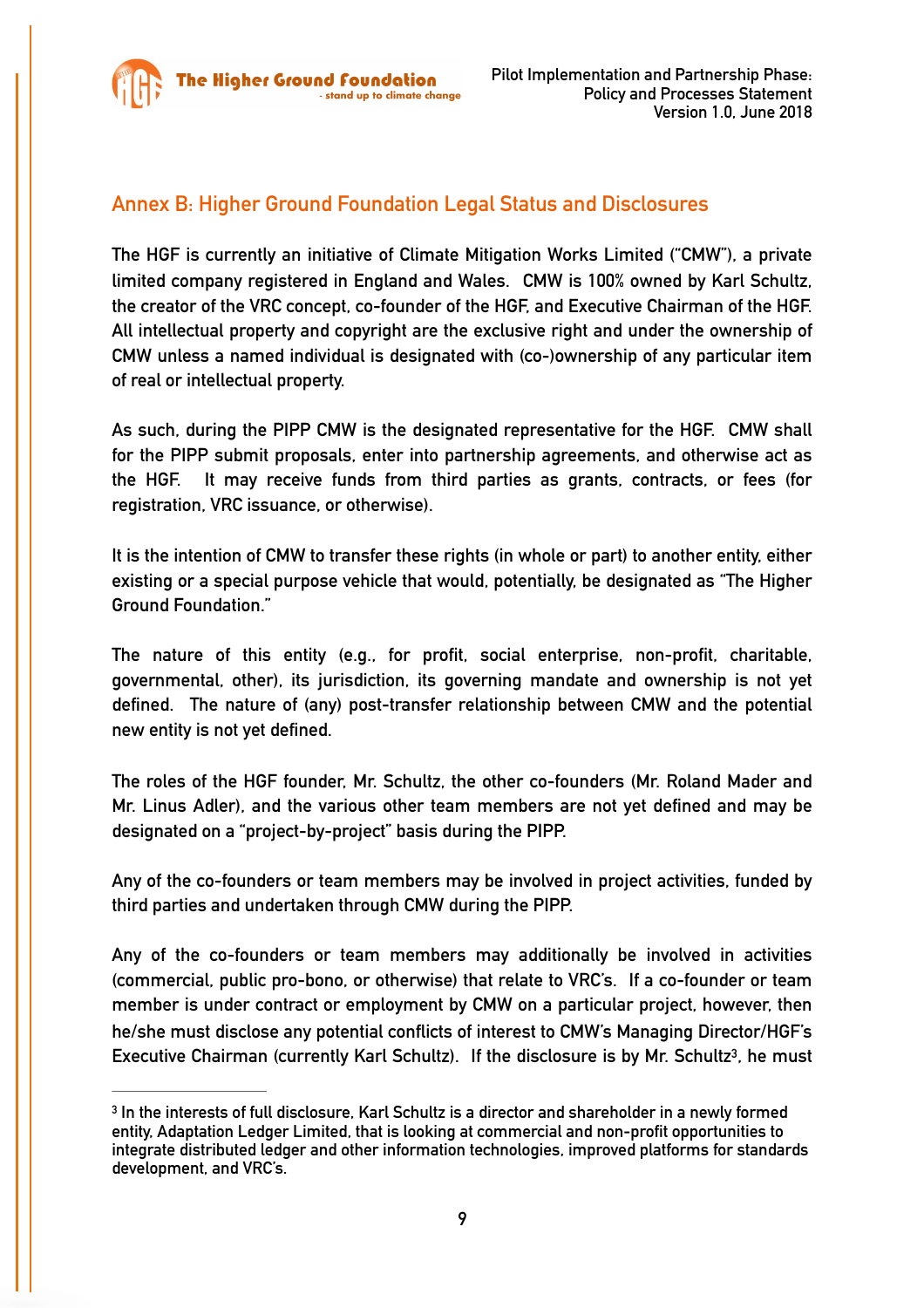## Annex B: Higher Ground Foundation Legal Status and Disclosures

The HGF is currently an initiative of Climate Mitigation Works Limited ("CMW"), a private limited company registered in England and Wales. CMW is 100% owned by Karl Schultz, the creator of the VRC concept, co-founder of the HGF, and Executive Chairman of the HGF. All intellectual property and copyright are the exclusive right and under the ownership of CMW unless a named individual is designated with (co-)ownership of any particular item of real or intellectual property.

As such, during the PIPP CMW is the designated representative for the HGF. CMW shall for the PIPP submit proposals, enter into partnership agreements, and otherwise act as the HGF. It may receive funds from third parties as grants, contracts, or fees (for registration, VRC issuance, or otherwise).

It is the intention of CMW to transfer these rights (in whole or part) to another entity, either existing or a special purpose vehicle that would, potentially, be designated as "The Higher Ground Foundation."

The nature of this entity (e.g., for profit, social enterprise, non-profit, charitable, governmental, other), its jurisdiction, its governing mandate and ownership is not yet defined. The nature of (any) post-transfer relationship between CMW and the potential new entity is not yet defined.

The roles of the HGF founder, Mr. Schultz, the other co-founders (Mr. Roland Mader and Mr. Linus Adler), and the various other team members are not yet defined and may be designated on a "project-by-project" basis during the PIPP.

Any of the co-founders or team members may be involved in project activities, funded by third parties and undertaken through CMW during the PIPP.

Any of the co-founders or team members may additionally be involved in activities (commercial, public pro-bono, or otherwise) that relate to VRC's. If a co-founder or team member is under contract or employment by CMW on a particular project, however, then he/she must disclose any potential conflicts of interest to CMW's Managing Director/HGF's Executive Chairman (currently Karl Schultz). If the disclosure is by Mr. Schultz[3], he must

[3] In the interests of full disclosure, Karl Schultz is a director and shareholder in a newly formed entity, Adaptation Ledger Limited, that is looking at commercial and non-profit opportunities to integrate distributed ledger and other information technologies, improved platforms for standards development, and VRC's.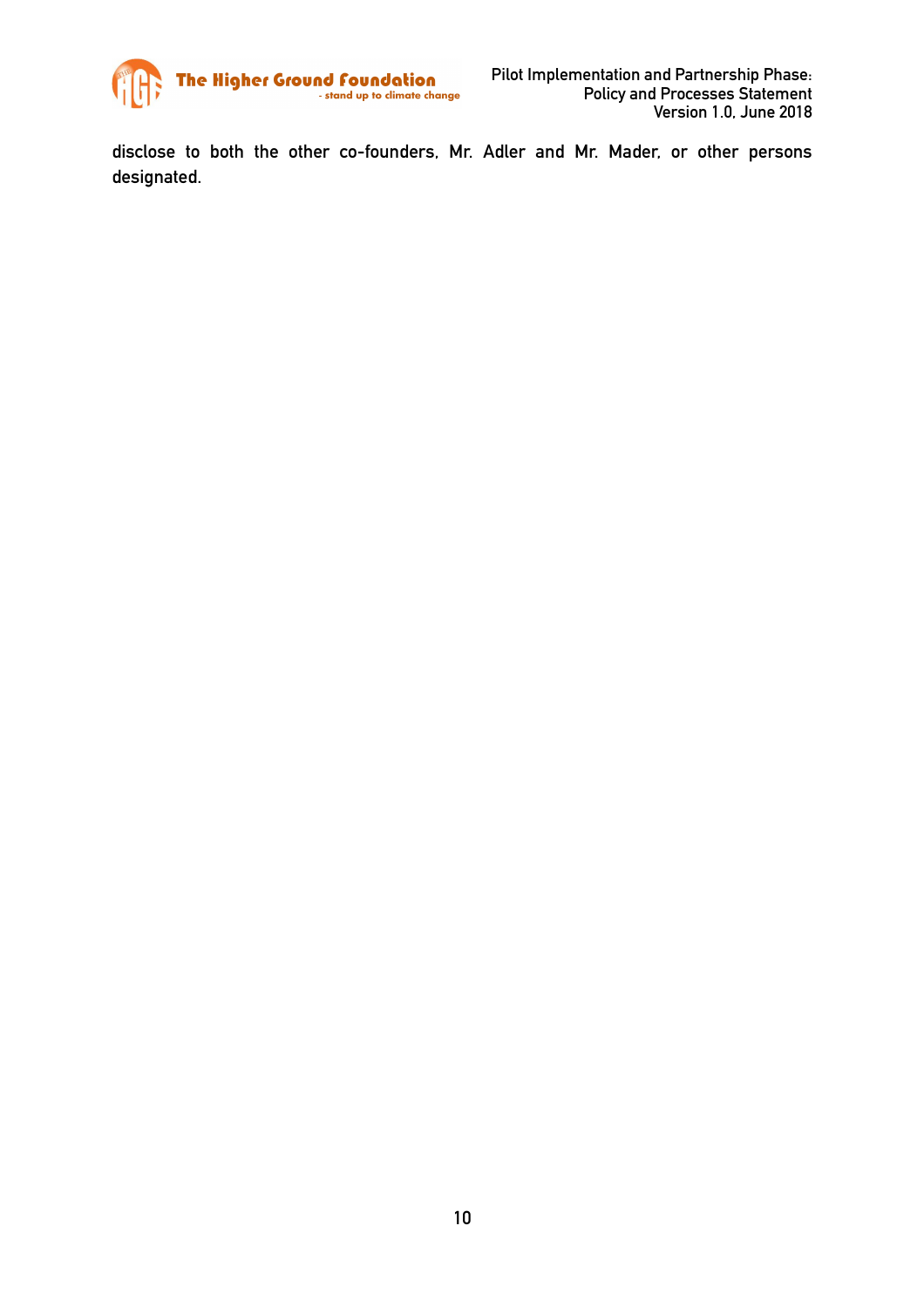disclose to both the other co-founders, Mr. Adler and Mr. Mader, or other persons designated.